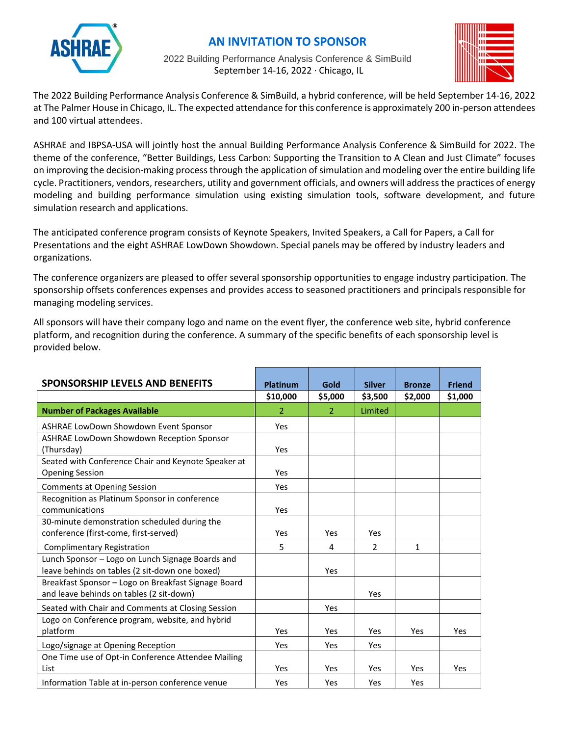# AN INVITATION TO SPONSOR

2022 Building Performance Analysis Conference & SimBuild
September 14-16, 2022 · Chicago, IL

The 2022 Building Performance Analysis Conference & SimBuild, a hybrid conference, will be held September 14-16, 2022 at The Palmer House in Chicago, IL. The expected attendance for this conference is approximately 200 in-person attendees and 100 virtual attendees.

ASHRAE and IBPSA-USA will jointly host the annual Building Performance Analysis Conference & SimBuild for 2022. The theme of the conference, "Better Buildings, Less Carbon: Supporting the Transition to A Clean and Just Climate" focuses on improving the decision-making process through the application of simulation and modeling over the entire building life cycle. Practitioners, vendors, researchers, utility and government officials, and owners will address the practices of energy modeling and building performance simulation using existing simulation tools, software development, and future simulation research and applications.

The anticipated conference program consists of Keynote Speakers, Invited Speakers, a Call for Papers, a Call for Presentations and the eight ASHRAE LowDown Showdown. Special panels may be offered by industry leaders and organizations.

The conference organizers are pleased to offer several sponsorship opportunities to engage industry participation. The sponsorship offsets conferences expenses and provides access to seasoned practitioners and principals responsible for managing modeling services.

All sponsors will have their company logo and name on the event flyer, the conference web site, hybrid conference platform, and recognition during the conference. A summary of the specific benefits of each sponsorship level is provided below.

| SPONSORSHIP LEVELS AND BENEFITS | Platinum | Gold | Silver | Bronze | Friend |
|---|---|---|---|---|---|
| | $10,000 | $5,000 | $3,500 | $2,000 | $1,000 |
| **Number of Packages Available** | 2 | 2 | Limited | | |
| ASHRAE LowDown Showdown Event Sponsor | Yes | | | | |
| ASHRAE LowDown Showdown Reception Sponsor (Thursday) | Yes | | | | |
| Seated with Conference Chair and Keynote Speaker at Opening Session | Yes | | | | |
| Comments at Opening Session | Yes | | | | |
| Recognition as Platinum Sponsor in conference communications | Yes | | | | |
| 30-minute demonstration scheduled during the conference (first-come, first-served) | Yes | Yes | Yes | | |
| Complimentary Registration | 5 | 4 | 2 | 1 | |
| Lunch Sponsor – Logo on Lunch Signage Boards and leave behinds on tables (2 sit-down one boxed) | | Yes | | | |
| Breakfast Sponsor – Logo on Breakfast Signage Board and leave behinds on tables (2 sit-down) | | | Yes | | |
| Seated with Chair and Comments at Closing Session | | Yes | | | |
| Logo on Conference program, website, and hybrid platform | Yes | Yes | Yes | Yes | Yes |
| Logo/signage at Opening Reception | Yes | Yes | Yes | | |
| One Time use of Opt-in Conference Attendee Mailing List | Yes | Yes | Yes | Yes | Yes |
| Information Table at in-person conference venue | Yes | Yes | Yes | Yes | |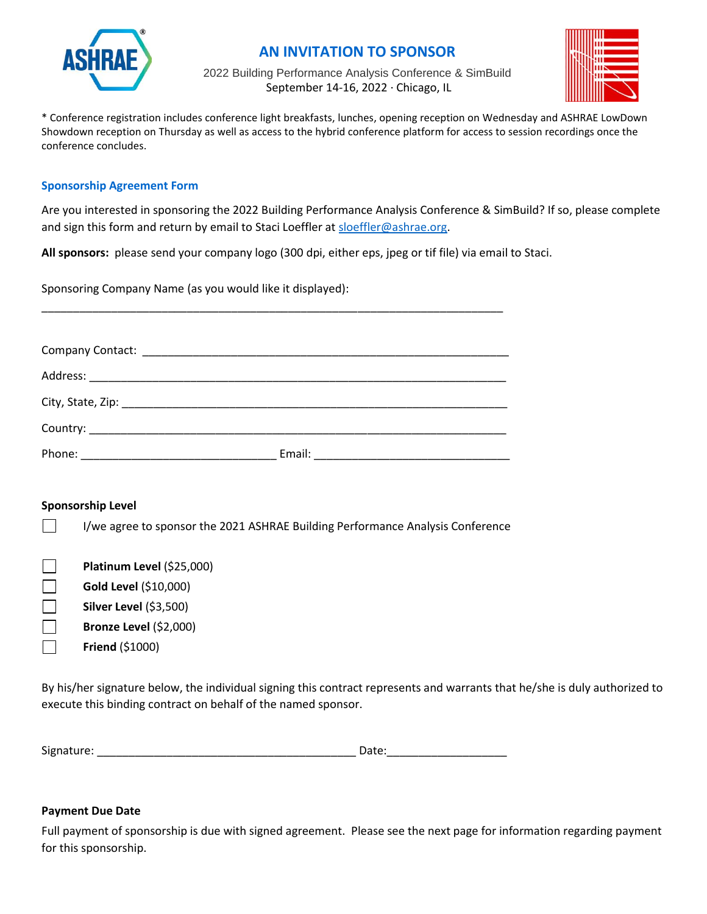# AN INVITATION TO SPONSOR

2022 Building Performance Analysis Conference & SimBuild
September 14-16, 2022 · Chicago, IL

* Conference registration includes conference light breakfasts, lunches, opening reception on Wednesday and ASHRAE LowDown Showdown reception on Thursday as well as access to the hybrid conference platform for access to session recordings once the conference concludes.

## Sponsorship Agreement Form

Are you interested in sponsoring the 2022 Building Performance Analysis Conference & SimBuild? If so, please complete and sign this form and return by email to Staci Loeffler at sloeffler@ashrae.org.

**All sponsors:** please send your company logo (300 dpi, either eps, jpeg or tif file) via email to Staci.

Sponsoring Company Name (as you would like it displayed):

___________________________________________________________________________

Company Contact: ___________________________________________________________

Address: _________________________________________________________________

City, State, Zip: ____________________________________________________________

Country: _________________________________________________________________

Phone: _______________________________ Email: _______________________________

### Sponsoring Level

☐ I/we agree to sponsor the 2021 ASHRAE Building Performance Analysis Conference

☐ **Platinum Level** ($25,000)
☐ **Gold Level** ($10,000)
☐ **Silver Level** ($3,500)
☐ **Bronze Level** ($2,000)
☐ **Friend** ($1000)

By his/her signature below, the individual signing this contract represents and warrants that he/she is duly authorized to execute this binding contract on behalf of the named sponsor.

Signature: _________________________________________ Date:___________________

### Payment Due Date

Full payment of sponsorship is due with signed agreement. Please see the next page for information regarding payment for this sponsorship.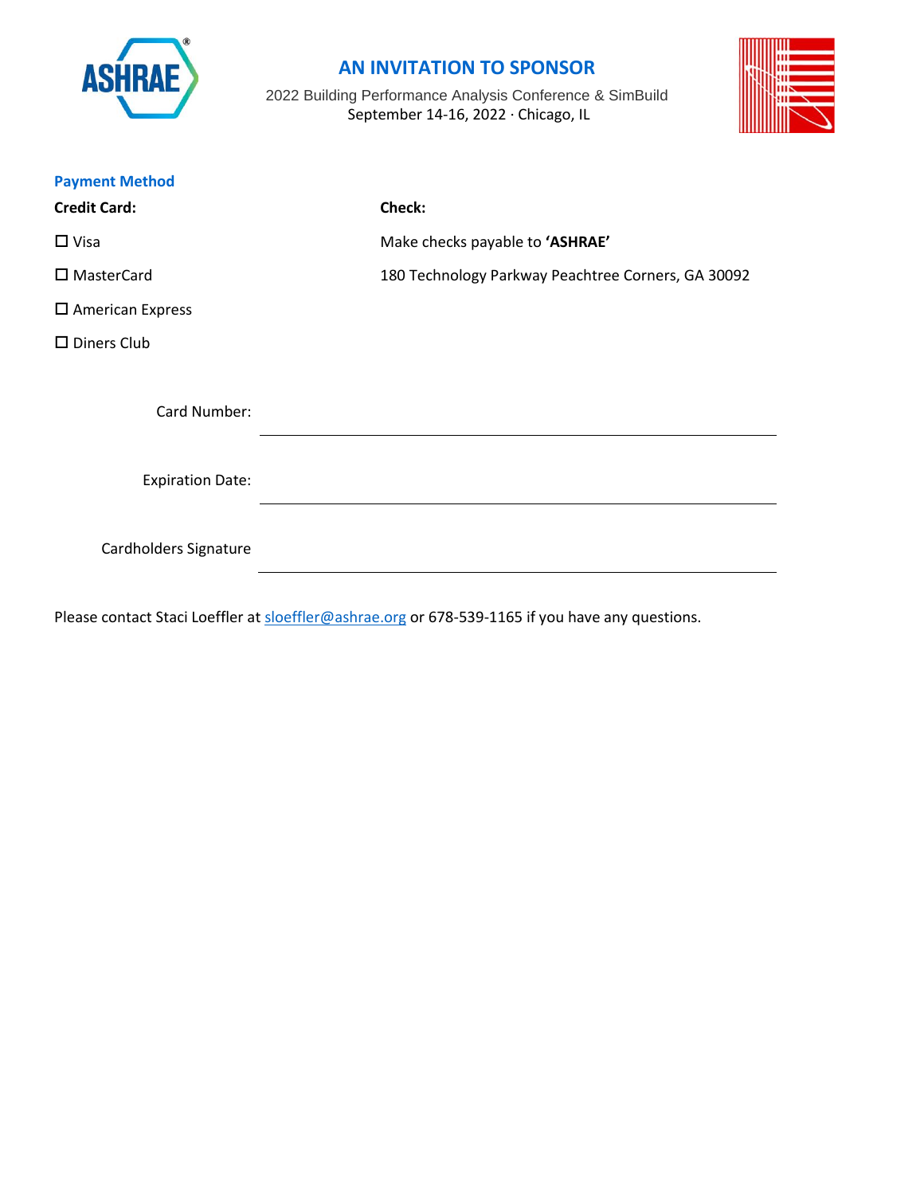## AN INVITATION TO SPONSOR

2022 Building Performance Analysis Conference & SimBuild
September 14-16, 2022 · Chicago, IL

### Payment Method

**Credit Card:**

☐ Visa

☐ MasterCard

☐ American Express

☐ Diners Club

**Check:**

Make checks payable to **'ASHRAE'**

180 Technology Parkway Peachtree Corners, GA 30092

Card Number: \_\_\_\_\_\_\_\_\_\_\_\_\_\_\_\_\_\_\_\_\_\_\_\_\_\_\_\_\_\_\_\_\_\_\_\_\_\_\_\_

Expiration Date: \_\_\_\_\_\_\_\_\_\_\_\_\_\_\_\_\_\_\_\_\_\_\_\_\_\_\_\_\_\_\_\_\_\_\_\_\_\_\_\_

Cardholders Signature \_\_\_\_\_\_\_\_\_\_\_\_\_\_\_\_\_\_\_\_\_\_\_\_\_\_\_\_\_\_\_\_\_\_\_\_\_\_\_\_

Please contact Staci Loeffler at sloeffler@ashrae.org or 678-539-1165 if you have any questions.